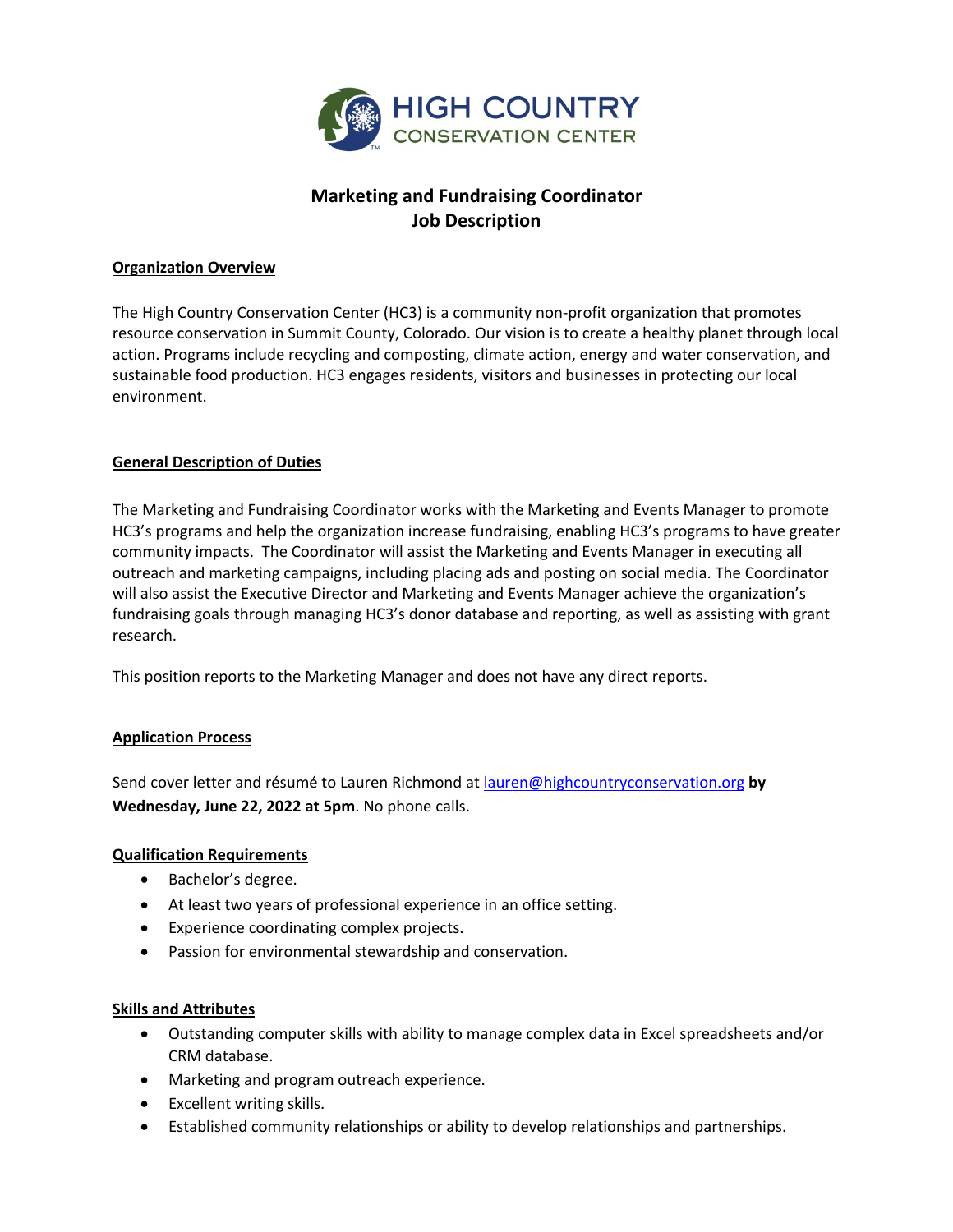HIGH COUNTRY CONSERVATION CENTER

# Marketing and Fundraising Coordinator
## Job Description

**Organization Overview**

The High Country Conservation Center (HC3) is a community non-profit organization that promotes resource conservation in Summit County, Colorado. Our vision is to create a healthy planet through local action. Programs include recycling and composting, climate action, energy and water conservation, and sustainable food production. HC3 engages residents, visitors and businesses in protecting our local environment.

**General Description of Duties**

The Marketing and Fundraising Coordinator works with the Marketing and Events Manager to promote HC3's programs and help the organization increase fundraising, enabling HC3's programs to have greater community impacts. The Coordinator will assist the Marketing and Events Manager in executing all outreach and marketing campaigns, including placing ads and posting on social media. The Coordinator will also assist the Executive Director and Marketing and Events Manager achieve the organization's fundraising goals through managing HC3's donor database and reporting, as well as assisting with grant research.

This position reports to the Marketing Manager and does not have any direct reports.

**Application Process**

Send cover letter and résumé to Lauren Richmond at lauren@highcountryconservation.org **by Wednesday, June 22, 2022 at 5pm**. No phone calls.

**Qualification Requirements**

- Bachelor's degree.
- At least two years of professional experience in an office setting.
- Experience coordinating complex projects.
- Passion for environmental stewardship and conservation.

**Skills and Attributes**

- Outstanding computer skills with ability to manage complex data in Excel spreadsheets and/or CRM database.
- Marketing and program outreach experience.
- Excellent writing skills.
- Established community relationships or ability to develop relationships and partnerships.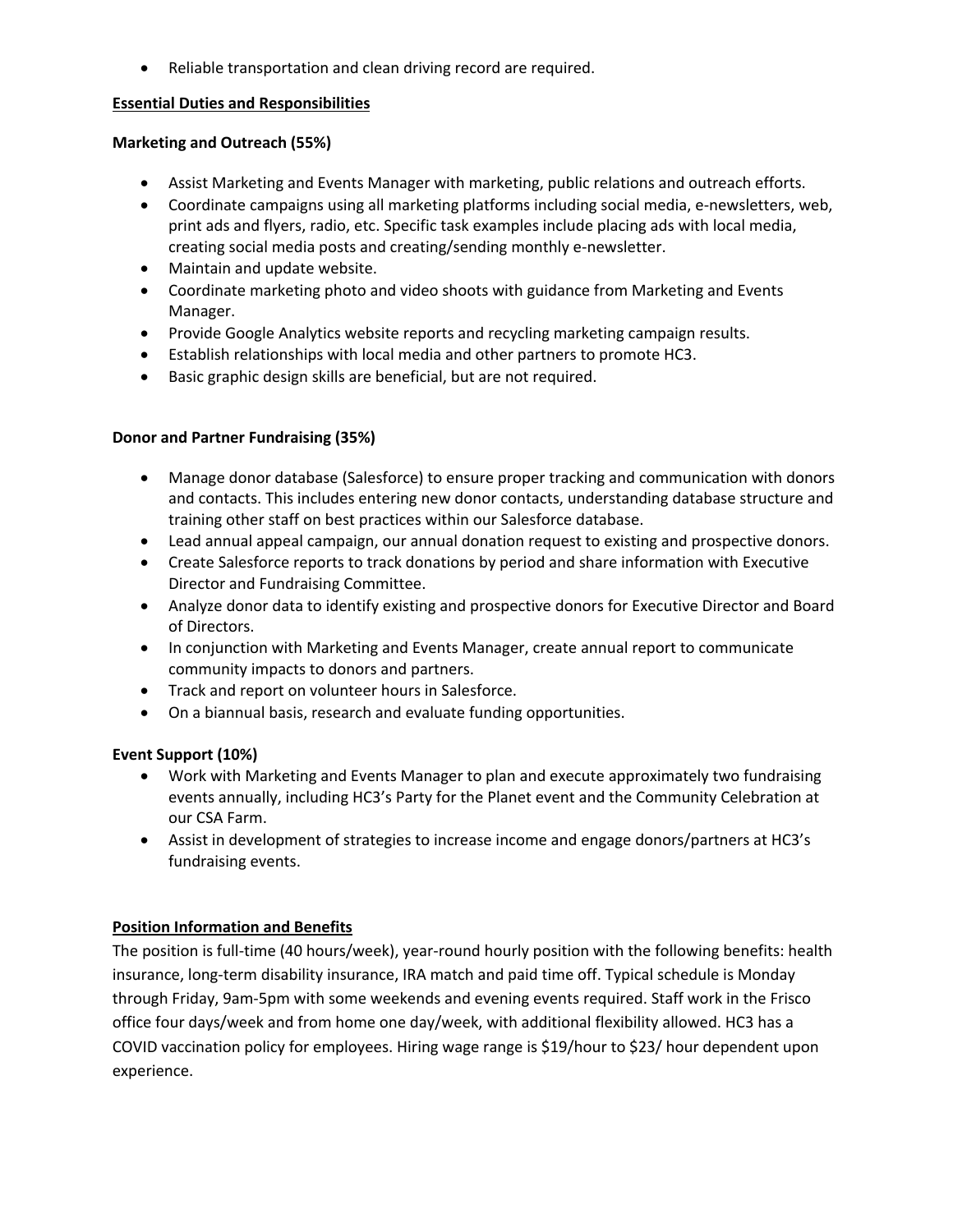- Reliable transportation and clean driving record are required.

## Essential Duties and Responsibilities

### Marketing and Outreach (55%)

- Assist Marketing and Events Manager with marketing, public relations and outreach efforts.
- Coordinate campaigns using all marketing platforms including social media, e-newsletters, web, print ads and flyers, radio, etc. Specific task examples include placing ads with local media, creating social media posts and creating/sending monthly e-newsletter.
- Maintain and update website.
- Coordinate marketing photo and video shoots with guidance from Marketing and Events Manager.
- Provide Google Analytics website reports and recycling marketing campaign results.
- Establish relationships with local media and other partners to promote HC3.
- Basic graphic design skills are beneficial, but are not required.

### Donor and Partner Fundraising (35%)

- Manage donor database (Salesforce) to ensure proper tracking and communication with donors and contacts. This includes entering new donor contacts, understanding database structure and training other staff on best practices within our Salesforce database.
- Lead annual appeal campaign, our annual donation request to existing and prospective donors.
- Create Salesforce reports to track donations by period and share information with Executive Director and Fundraising Committee.
- Analyze donor data to identify existing and prospective donors for Executive Director and Board of Directors.
- In conjunction with Marketing and Events Manager, create annual report to communicate community impacts to donors and partners.
- Track and report on volunteer hours in Salesforce.
- On a biannual basis, research and evaluate funding opportunities.

### Event Support (10%)

- Work with Marketing and Events Manager to plan and execute approximately two fundraising events annually, including HC3's Party for the Planet event and the Community Celebration at our CSA Farm.
- Assist in development of strategies to increase income and engage donors/partners at HC3's fundraising events.

## Position Information and Benefits

The position is full-time (40 hours/week), year-round hourly position with the following benefits: health insurance, long-term disability insurance, IRA match and paid time off. Typical schedule is Monday through Friday, 9am-5pm with some weekends and evening events required. Staff work in the Frisco office four days/week and from home one day/week, with additional flexibility allowed. HC3 has a COVID vaccination policy for employees. Hiring wage range is $19/hour to $23/ hour dependent upon experience.